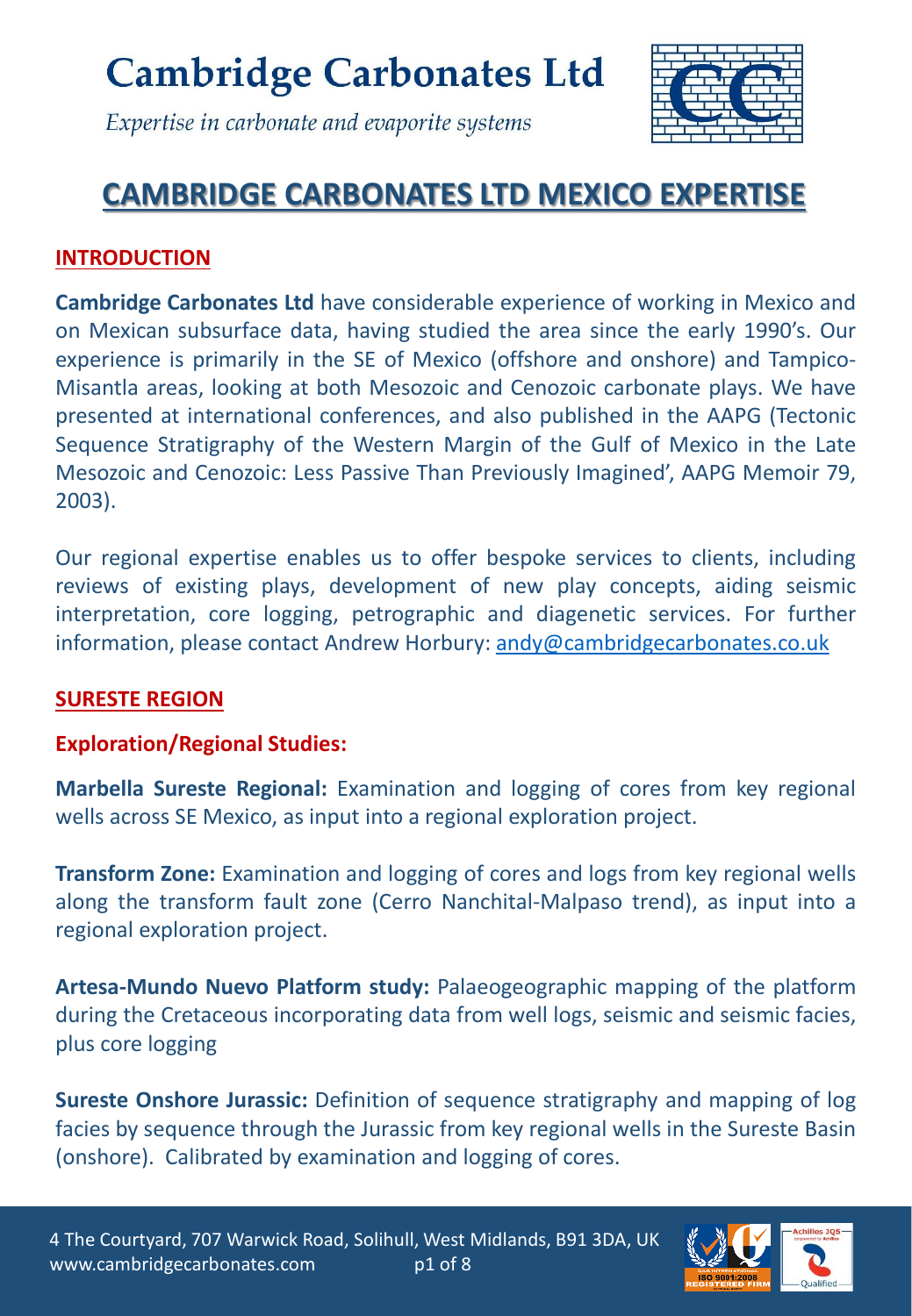# Cambridge Carbonates Ltd

*Expertise in carbonate and evaporite systems*

## CAMBRIDGE CARBONATES LTD MEXICO EXPERTISE

### INTRODUCTION

**Cambridge Carbonates Ltd** have considerable experience of working in Mexico and on Mexican subsurface data, having studied the area since the early 1990's. Our experience is primarily in the SE of Mexico (offshore and onshore) and Tampico-Misantla areas, looking at both Mesozoic and Cenozoic carbonate plays. We have presented at international conferences, and also published in the AAPG (Tectonic Sequence Stratigraphy of the Western Margin of the Gulf of Mexico in the Late Mesozoic and Cenozoic: Less Passive Than Previously Imagined', AAPG Memoir 79, 2003).

Our regional expertise enables us to offer bespoke services to clients, including reviews of existing plays, development of new play concepts, aiding seismic interpretation, core logging, petrographic and diagenetic services. For further information, please contact Andrew Horbury: andy@cambridgecarbonates.co.uk

### SURESTE REGION

#### Exploration/Regional Studies:

**Marbella Sureste Regional:** Examination and logging of cores from key regional wells across SE Mexico, as input into a regional exploration project.

**Transform Zone:** Examination and logging of cores and logs from key regional wells along the transform fault zone (Cerro Nanchital-Malpaso trend), as input into a regional exploration project.

**Artesa-Mundo Nuevo Platform study:** Palaeogeographic mapping of the platform during the Cretaceous incorporating data from well logs, seismic and seismic facies, plus core logging

**Sureste Onshore Jurassic:** Definition of sequence stratigraphy and mapping of log facies by sequence through the Jurassic from key regional wells in the Sureste Basin (onshore). Calibrated by examination and logging of cores.

4 The Courtyard, 707 Warwick Road, Solihull, West Midlands, B91 3DA, UK
www.cambridgecarbonates.com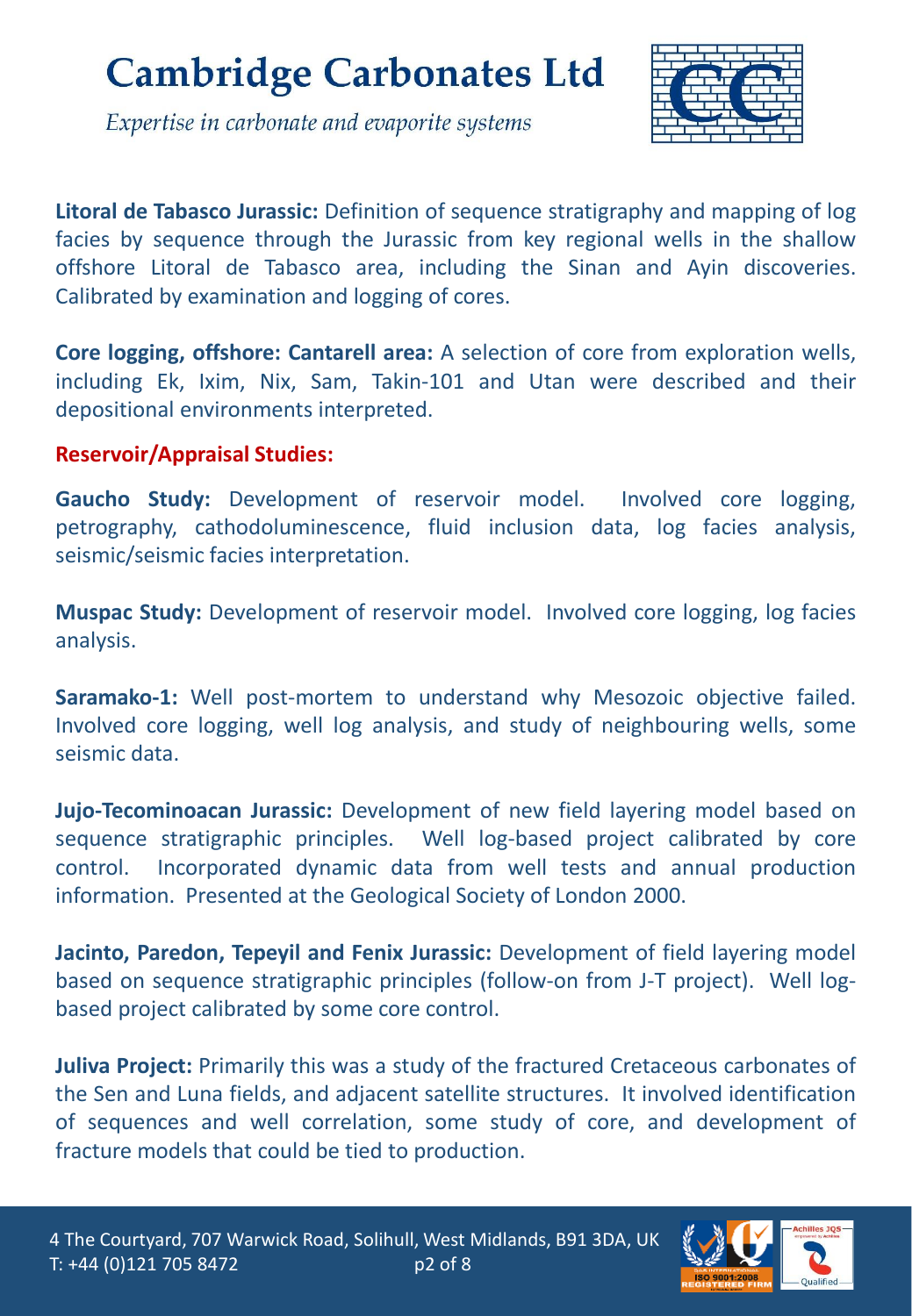**Litoral de Tabasco Jurassic:** Definition of sequence stratigraphy and mapping of log facies by sequence through the Jurassic from key regional wells in the shallow offshore Litoral de Tabasco area, including the Sinan and Ayin discoveries. Calibrated by examination and logging of cores.

**Core logging, offshore: Cantarell area:** A selection of core from exploration wells, including Ek, Ixim, Nix, Sam, Takin-101 and Utan were described and their depositional environments interpreted.

**Reservoir/Appraisal Studies:**

**Gaucho Study:** Development of reservoir model. Involved core logging, petrography, cathodoluminescence, fluid inclusion data, log facies analysis, seismic/seismic facies interpretation.

**Muspac Study:** Development of reservoir model. Involved core logging, log facies analysis.

**Saramako-1:** Well post-mortem to understand why Mesozoic objective failed. Involved core logging, well log analysis, and study of neighbouring wells, some seismic data.

**Jujo-Tecominoacan Jurassic:** Development of new field layering model based on sequence stratigraphic principles. Well log-based project calibrated by core control. Incorporated dynamic data from well tests and annual production information. Presented at the Geological Society of London 2000.

**Jacinto, Paredon, Tepeyil and Fenix Jurassic:** Development of field layering model based on sequence stratigraphic principles (follow-on from J-T project). Well log-based project calibrated by some core control.

**Juliva Project:** Primarily this was a study of the fractured Cretaceous carbonates of the Sen and Luna fields, and adjacent satellite structures. It involved identification of sequences and well correlation, some study of core, and development of fracture models that could be tied to production.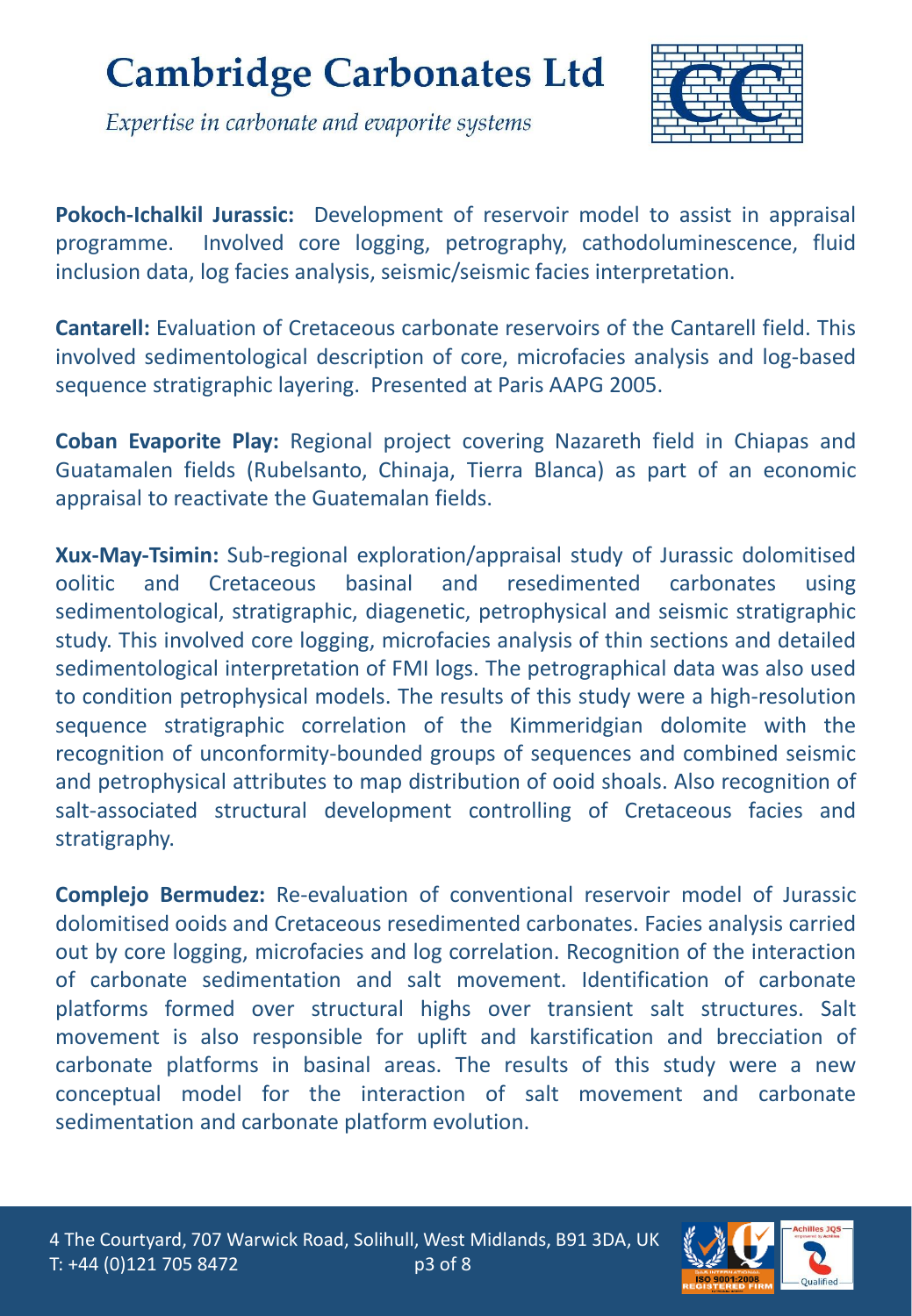**Pokoch-Ichalkil Jurassic:** Development of reservoir model to assist in appraisal programme. Involved core logging, petrography, cathodoluminescence, fluid inclusion data, log facies analysis, seismic/seismic facies interpretation.

**Cantarell:** Evaluation of Cretaceous carbonate reservoirs of the Cantarell field. This involved sedimentological description of core, microfacies analysis and log-based sequence stratigraphic layering. Presented at Paris AAPG 2005.

**Coban Evaporite Play:** Regional project covering Nazareth field in Chiapas and Guatamalen fields (Rubelsanto, Chinaja, Tierra Blanca) as part of an economic appraisal to reactivate the Guatemalan fields.

**Xux-May-Tsimin:** Sub-regional exploration/appraisal study of Jurassic dolomitised oolitic and Cretaceous basinal and resedimented carbonates using sedimentological, stratigraphic, diagenetic, petrophysical and seismic stratigraphic study. This involved core logging, microfacies analysis of thin sections and detailed sedimentological interpretation of FMI logs. The petrographical data was also used to condition petrophysical models. The results of this study were a high-resolution sequence stratigraphic correlation of the Kimmeridgian dolomite with the recognition of unconformity-bounded groups of sequences and combined seismic and petrophysical attributes to map distribution of ooid shoals. Also recognition of salt-associated structural development controlling of Cretaceous facies and stratigraphy.

**Complejo Bermudez:** Re-evaluation of conventional reservoir model of Jurassic dolomitised ooids and Cretaceous resedimented carbonates. Facies analysis carried out by core logging, microfacies and log correlation. Recognition of the interaction of carbonate sedimentation and salt movement. Identification of carbonate platforms formed over structural highs over transient salt structures. Salt movement is also responsible for uplift and karstification and brecciation of carbonate platforms in basinal areas. The results of this study were a new conceptual model for the interaction of salt movement and carbonate sedimentation and carbonate platform evolution.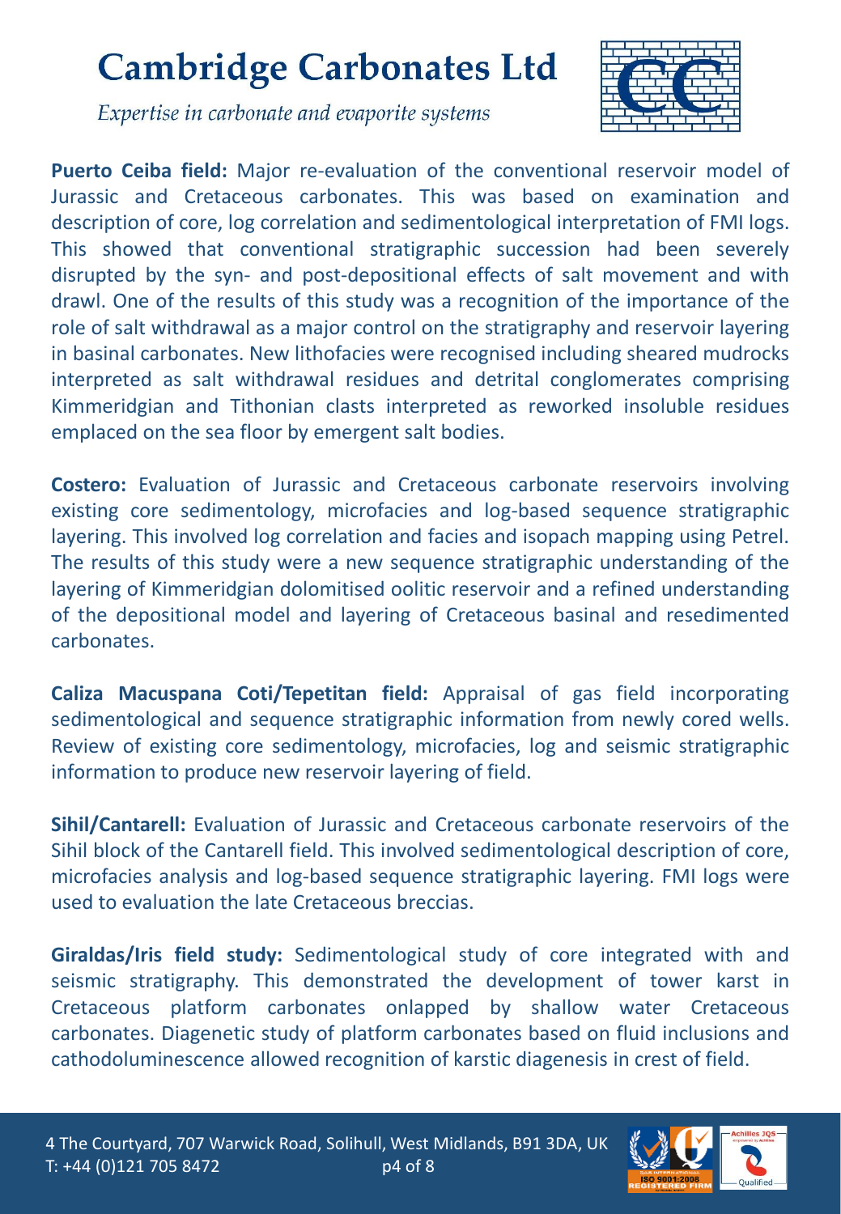**Puerto Ceiba field:** Major re-evaluation of the conventional reservoir model of Jurassic and Cretaceous carbonates. This was based on examination and description of core, log correlation and sedimentological interpretation of FMI logs. This showed that conventional stratigraphic succession had been severely disrupted by the syn- and post-depositional effects of salt movement and with drawl. One of the results of this study was a recognition of the importance of the role of salt withdrawal as a major control on the stratigraphy and reservoir layering in basinal carbonates. New lithofacies were recognised including sheared mudrocks interpreted as salt withdrawal residues and detrital conglomerates comprising Kimmeridgian and Tithonian clasts interpreted as reworked insoluble residues emplaced on the sea floor by emergent salt bodies.

**Costero:** Evaluation of Jurassic and Cretaceous carbonate reservoirs involving existing core sedimentology, microfacies and log-based sequence stratigraphic layering. This involved log correlation and facies and isopach mapping using Petrel. The results of this study were a new sequence stratigraphic understanding of the layering of Kimmeridgian dolomitised oolitic reservoir and a refined understanding of the depositional model and layering of Cretaceous basinal and resedimented carbonates.

**Caliza Macuspana Coti/Tepetitan field:** Appraisal of gas field incorporating sedimentological and sequence stratigraphic information from newly cored wells. Review of existing core sedimentology, microfacies, log and seismic stratigraphic information to produce new reservoir layering of field.

**Sihil/Cantarell:** Evaluation of Jurassic and Cretaceous carbonate reservoirs of the Sihil block of the Cantarell field. This involved sedimentological description of core, microfacies analysis and log-based sequence stratigraphic layering. FMI logs were used to evaluation the late Cretaceous breccias.

**Giraldas/Iris field study:** Sedimentological study of core integrated with and seismic stratigraphy. This demonstrated the development of tower karst in Cretaceous platform carbonates onlapped by shallow water Cretaceous carbonates. Diagenetic study of platform carbonates based on fluid inclusions and cathodoluminescence allowed recognition of karstic diagenesis in crest of field.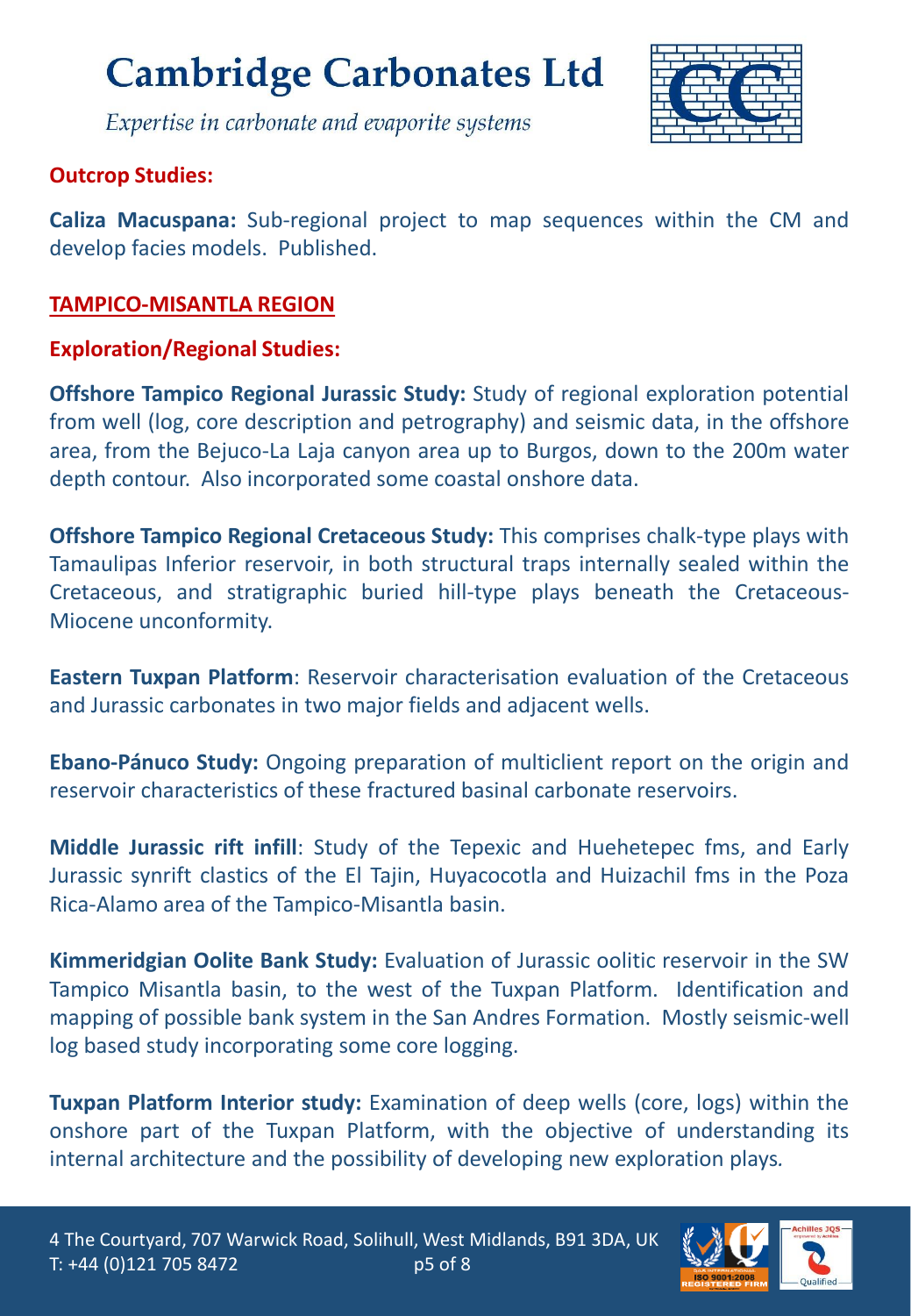**Outcrop Studies:**

**Caliza Macuspana:** Sub-regional project to map sequences within the CM and develop facies models. Published.

## TAMPICO-MISANTLA REGION

**Exploration/Regional Studies:**

**Offshore Tampico Regional Jurassic Study:** Study of regional exploration potential from well (log, core description and petrography) and seismic data, in the offshore area, from the Bejuco-La Laja canyon area up to Burgos, down to the 200m water depth contour. Also incorporated some coastal onshore data.

**Offshore Tampico Regional Cretaceous Study:** This comprises chalk-type plays with Tamaulipas Inferior reservoir, in both structural traps internally sealed within the Cretaceous, and stratigraphic buried hill-type plays beneath the Cretaceous-Miocene unconformity.

**Eastern Tuxpan Platform**: Reservoir characterisation evaluation of the Cretaceous and Jurassic carbonates in two major fields and adjacent wells.

**Ebano-Pánuco Study:** Ongoing preparation of multiclient report on the origin and reservoir characteristics of these fractured basinal carbonate reservoirs.

**Middle Jurassic rift infill**: Study of the Tepexic and Huehetepec fms, and Early Jurassic synrift clastics of the El Tajin, Huyacocotla and Huizachil fms in the Poza Rica-Alamo area of the Tampico-Misantla basin.

**Kimmeridgian Oolite Bank Study:** Evaluation of Jurassic oolitic reservoir in the SW Tampico Misantla basin, to the west of the Tuxpan Platform. Identification and mapping of possible bank system in the San Andres Formation. Mostly seismic-well log based study incorporating some core logging.

**Tuxpan Platform Interior study:** Examination of deep wells (core, logs) within the onshore part of the Tuxpan Platform, with the objective of understanding its internal architecture and the possibility of developing new exploration plays.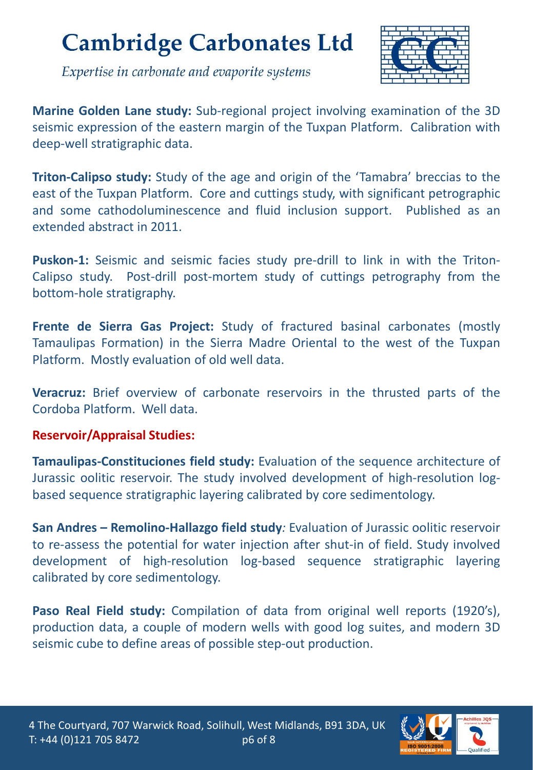**Marine Golden Lane study:** Sub-regional project involving examination of the 3D seismic expression of the eastern margin of the Tuxpan Platform. Calibration with deep-well stratigraphic data.

**Triton-Calipso study:** Study of the age and origin of the 'Tamabra' breccias to the east of the Tuxpan Platform. Core and cuttings study, with significant petrographic and some cathodoluminescence and fluid inclusion support. Published as an extended abstract in 2011.

**Puskon-1:** Seismic and seismic facies study pre-drill to link in with the Triton-Calipso study. Post-drill post-mortem study of cuttings petrography from the bottom-hole stratigraphy.

**Frente de Sierra Gas Project:** Study of fractured basinal carbonates (mostly Tamaulipas Formation) in the Sierra Madre Oriental to the west of the Tuxpan Platform. Mostly evaluation of old well data.

**Veracruz:** Brief overview of carbonate reservoirs in the thrusted parts of the Cordoba Platform. Well data.

**Reservoir/Appraisal Studies:**

**Tamaulipas-Constituciones field study:** Evaluation of the sequence architecture of Jurassic oolitic reservoir. The study involved development of high-resolution log-based sequence stratigraphic layering calibrated by core sedimentology.

**San Andres – Remolino-Hallazgo field study***:* Evaluation of Jurassic oolitic reservoir to re-assess the potential for water injection after shut-in of field. Study involved development of high-resolution log-based sequence stratigraphic layering calibrated by core sedimentology.

**Paso Real Field study:** Compilation of data from original well reports (1920's), production data, a couple of modern wells with good log suites, and modern 3D seismic cube to define areas of possible step-out production.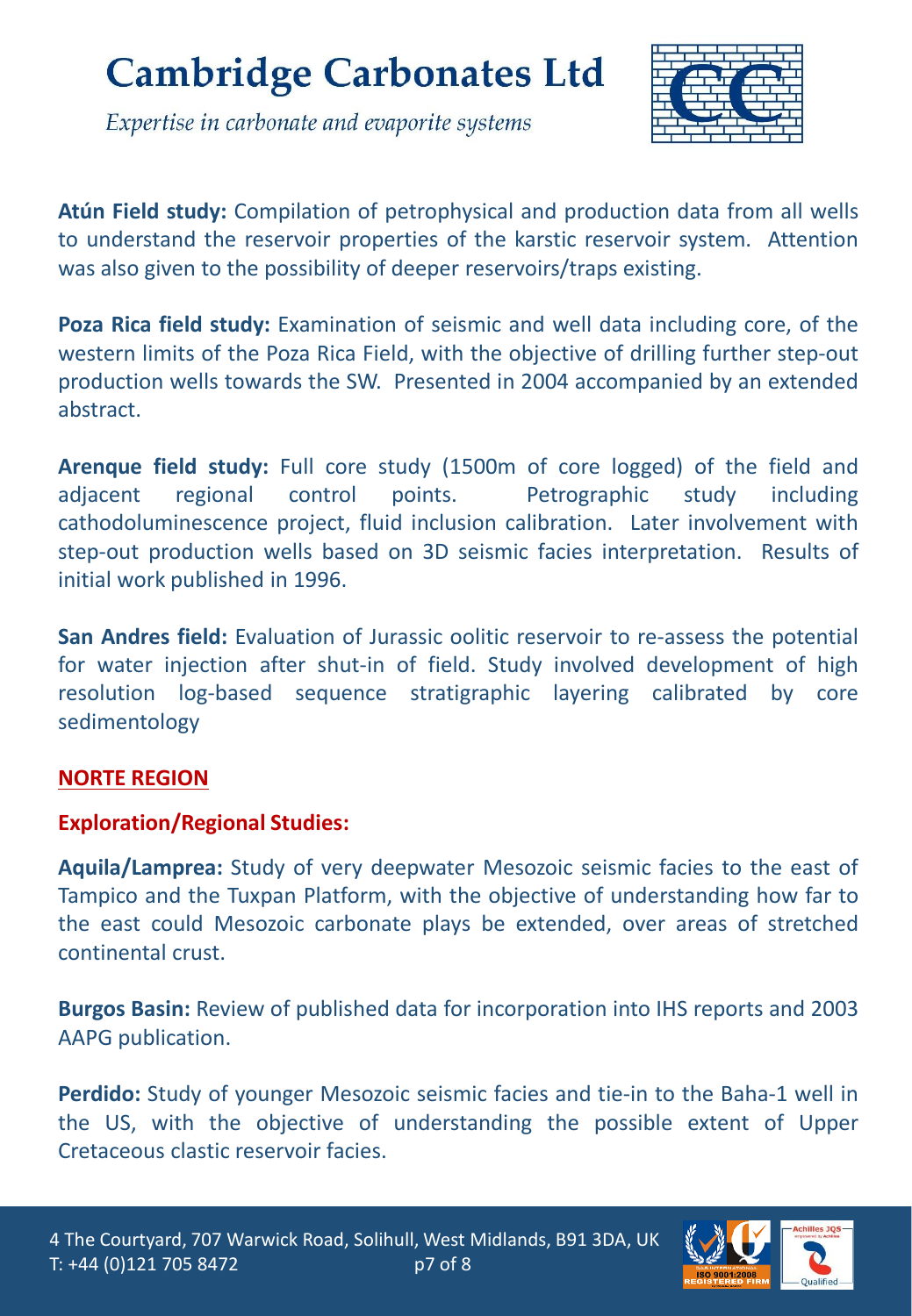**Atún Field study:** Compilation of petrophysical and production data from all wells to understand the reservoir properties of the karstic reservoir system. Attention was also given to the possibility of deeper reservoirs/traps existing.

**Poza Rica field study:** Examination of seismic and well data including core, of the western limits of the Poza Rica Field, with the objective of drilling further step-out production wells towards the SW. Presented in 2004 accompanied by an extended abstract.

**Arenque field study:** Full core study (1500m of core logged) of the field and adjacent regional control points. Petrographic study including cathodoluminescence project, fluid inclusion calibration. Later involvement with step-out production wells based on 3D seismic facies interpretation. Results of initial work published in 1996.

**San Andres field:** Evaluation of Jurassic oolitic reservoir to re-assess the potential for water injection after shut-in of field. Study involved development of high resolution log-based sequence stratigraphic layering calibrated by core sedimentology

## NORTE REGION

### Exploration/Regional Studies:

**Aquila/Lamprea:** Study of very deepwater Mesozoic seismic facies to the east of Tampico and the Tuxpan Platform, with the objective of understanding how far to the east could Mesozoic carbonate plays be extended, over areas of stretched continental crust.

**Burgos Basin:** Review of published data for incorporation into IHS reports and 2003 AAPG publication.

**Perdido:** Study of younger Mesozoic seismic facies and tie-in to the Baha-1 well in the US, with the objective of understanding the possible extent of Upper Cretaceous clastic reservoir facies.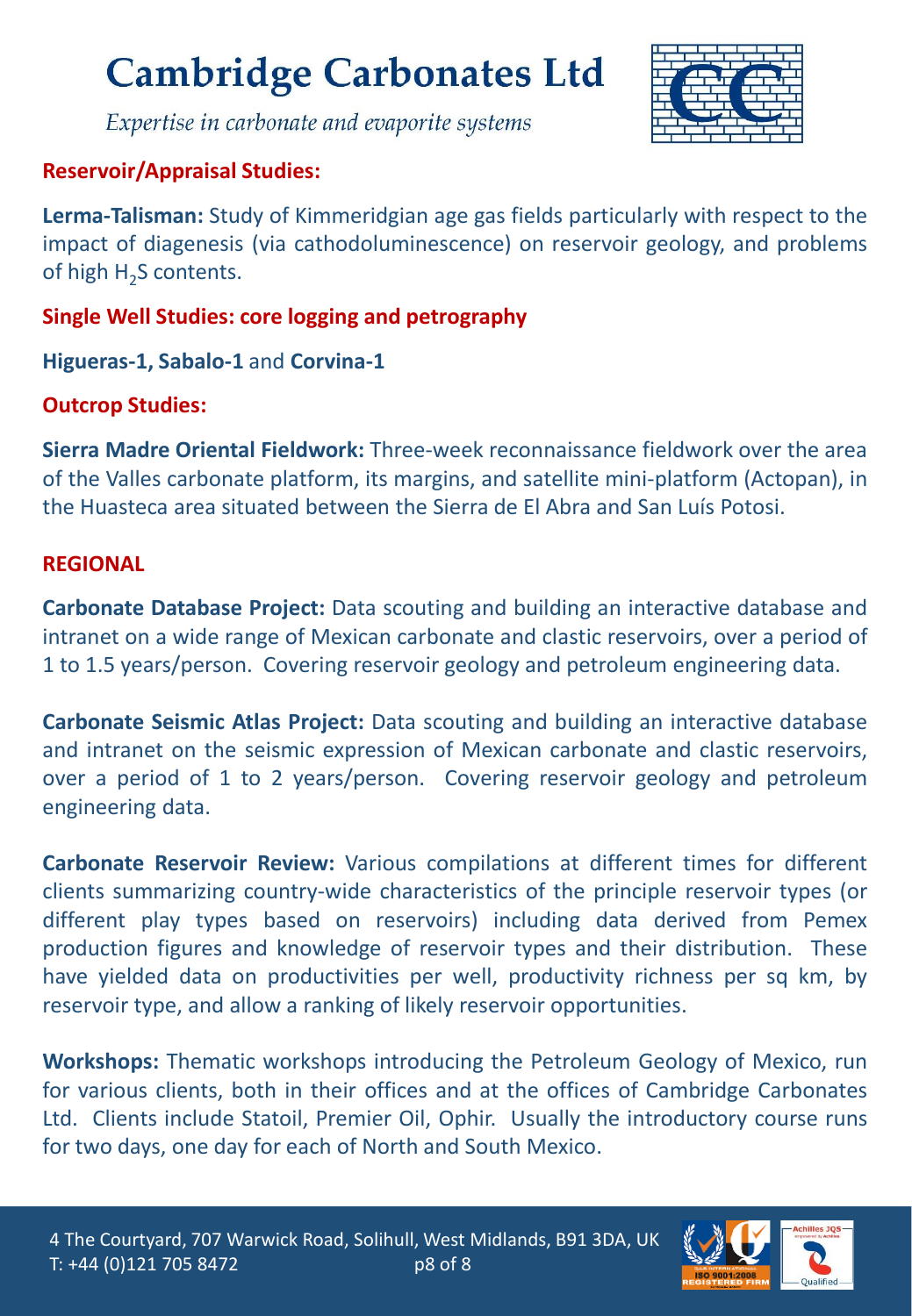# Cambridge Carbonates Ltd

*Expertise in carbonate and evaporite systems*

## Reservoir/Appraisal Studies:

**Lerma-Talisman:** Study of Kimmeridgian age gas fields particularly with respect to the impact of diagenesis (via cathodoluminescence) on reservoir geology, and problems of high $H_2S$ contents.

## Single Well Studies: core logging and petrography

**Higueras-1, Sabalo-1** and **Corvina-1**

## Outcrop Studies:

**Sierra Madre Oriental Fieldwork:** Three-week reconnaissance fieldwork over the area of the Valles carbonate platform, its margins, and satellite mini-platform (Actopan), in the Huasteca area situated between the Sierra de El Abra and San Luís Potosi.

## REGIONAL

**Carbonate Database Project:** Data scouting and building an interactive database and intranet on a wide range of Mexican carbonate and clastic reservoirs, over a period of 1 to 1.5 years/person. Covering reservoir geology and petroleum engineering data.

**Carbonate Seismic Atlas Project:** Data scouting and building an interactive database and intranet on the seismic expression of Mexican carbonate and clastic reservoirs, over a period of 1 to 2 years/person. Covering reservoir geology and petroleum engineering data.

**Carbonate Reservoir Review:** Various compilations at different times for different clients summarizing country-wide characteristics of the principle reservoir types (or different play types based on reservoirs) including data derived from Pemex production figures and knowledge of reservoir types and their distribution. These have yielded data on productivities per well, productivity richness per sq km, by reservoir type, and allow a ranking of likely reservoir opportunities.

**Workshops:** Thematic workshops introducing the Petroleum Geology of Mexico, run for various clients, both in their offices and at the offices of Cambridge Carbonates Ltd. Clients include Statoil, Premier Oil, Ophir. Usually the introductory course runs for two days, one day for each of North and South Mexico.

4 The Courtyard, 707 Warwick Road, Solihull, West Midlands, B91 3DA, UK
T: +44 (0)121 705 8472